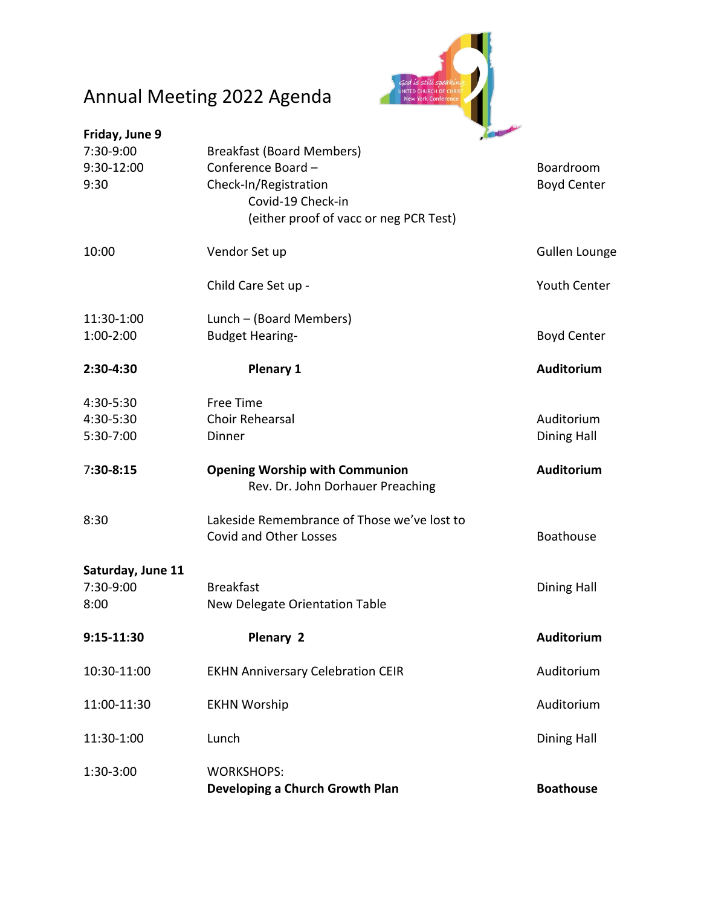# Annual Meeting 2022 Agenda

| | | |
|---|---|---|
| **Friday, June 9** | | |
| 7:30-9:00 | Breakfast (Board Members) | |
| 9:30-12:00 | Conference Board – | Boardroom |
| 9:30 | Check-In/Registration<br>Covid-19 Check-in<br>(either proof of vacc or neg PCR Test) | Boyd Center |
| 10:00 | Vendor Set up | Gullen Lounge |
| | Child Care Set up - | Youth Center |
| 11:30-1:00 | Lunch – (Board Members) | |
| 1:00-2:00 | Budget Hearing- | Boyd Center |
| **2:30-4:30** | **Plenary 1** | **Auditorium** |
| 4:30-5:30 | Free Time | |
| 4:30-5:30 | Choir Rehearsal | Auditorium |
| 5:30-7:00 | Dinner | Dining Hall |
| 7:**30-8:15** | **Opening Worship with Communion**<br>Rev. Dr. John Dorhauer Preaching | **Auditorium** |
| 8:30 | Lakeside Remembrance of Those we've lost to Covid and Other Losses | Boathouse |
| **Saturday, June 11** | | |
| 7:30-9:00 | Breakfast | Dining Hall |
| 8:00 | New Delegate Orientation Table | |
| **9:15-11:30** | **Plenary 2** | **Auditorium** |
| 10:30-11:00 | EKHN Anniversary Celebration CEIR | Auditorium |
| 11:00-11:30 | EKHN Worship | Auditorium |
| 11:30-1:00 | Lunch | Dining Hall |
| 1:30-3:00 | WORKSHOPS:<br>**Developing a Church Growth Plan** | **Boathouse** |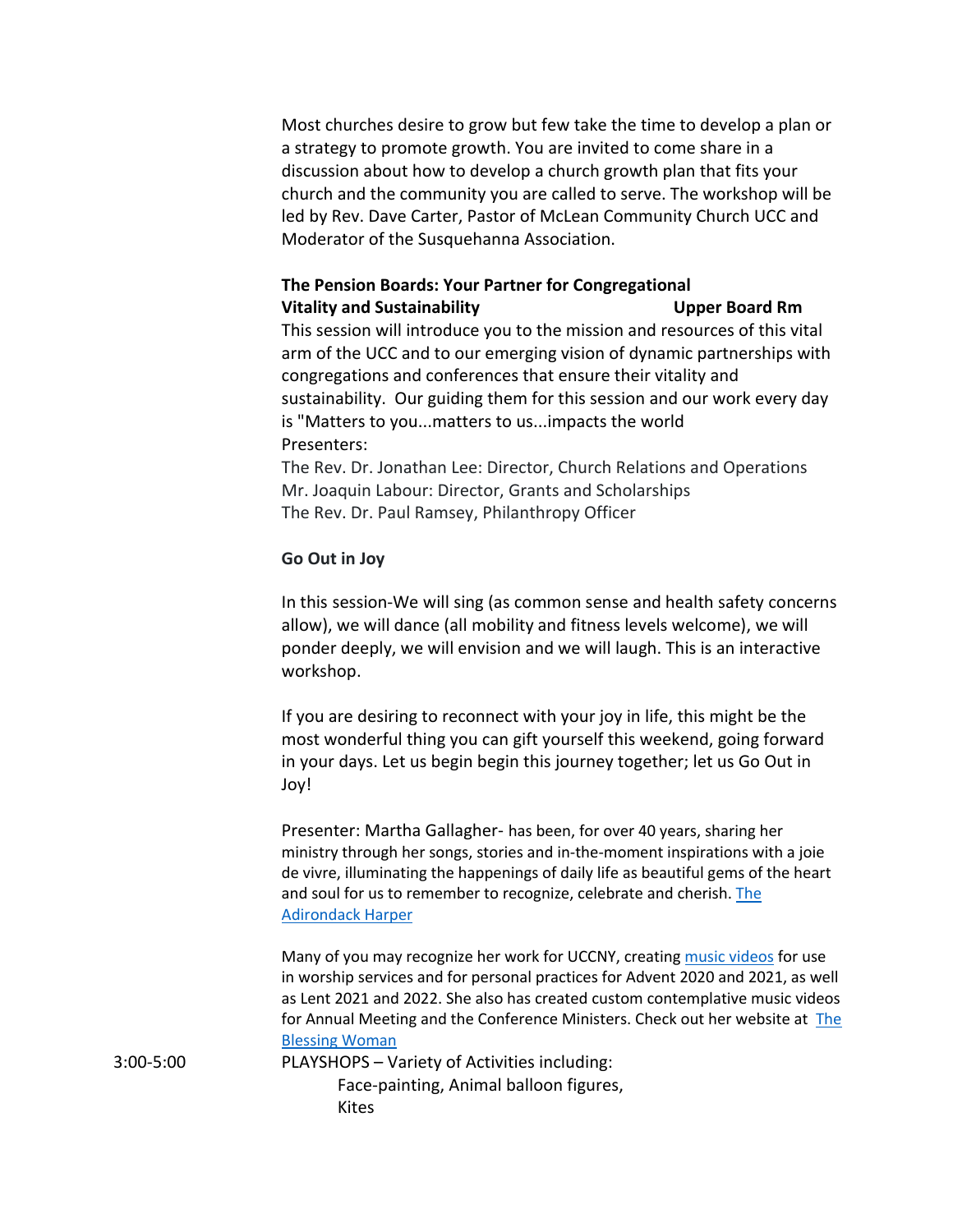Most churches desire to grow but few take the time to develop a plan or a strategy to promote growth. You are invited to come share in a discussion about how to develop a church growth plan that fits your church and the community you are called to serve. The workshop will be led by Rev. Dave Carter, Pastor of McLean Community Church UCC and Moderator of the Susquehanna Association.

**The Pension Boards: Your Partner for Congregational Vitality and Sustainability** **Upper Board Rm**

This session will introduce you to the mission and resources of this vital arm of the UCC and to our emerging vision of dynamic partnerships with congregations and conferences that ensure their vitality and sustainability. Our guiding them for this session and our work every day is "Matters to you...matters to us...impacts the world

Presenters:

The Rev. Dr. Jonathan Lee: Director, Church Relations and Operations
Mr. Joaquin Labour: Director, Grants and Scholarships
The Rev. Dr. Paul Ramsey, Philanthropy Officer

**Go Out in Joy**

In this session-We will sing (as common sense and health safety concerns allow), we will dance (all mobility and fitness levels welcome), we will ponder deeply, we will envision and we will laugh. This is an interactive workshop.

If you are desiring to reconnect with your joy in life, this might be the most wonderful thing you can gift yourself this weekend, going forward in your days. Let us begin begin this journey together; let us Go Out in Joy!

Presenter: Martha Gallagher- has been, for over 40 years, sharing her ministry through her songs, stories and in-the-moment inspirations with a joie de vivre, illuminating the happenings of daily life as beautiful gems of the heart and soul for us to remember to recognize, celebrate and cherish. The Adirondack Harper

Many of you may recognize her work for UCCNY, creating music videos for use in worship services and for personal practices for Advent 2020 and 2021, as well as Lent 2021 and 2022. She also has created custom contemplative music videos for Annual Meeting and the Conference Ministers. Check out her website at The Blessing Woman

3:00-5:00 PLAYSHOPS – Variety of Activities including:
Face-painting, Animal balloon figures,
Kites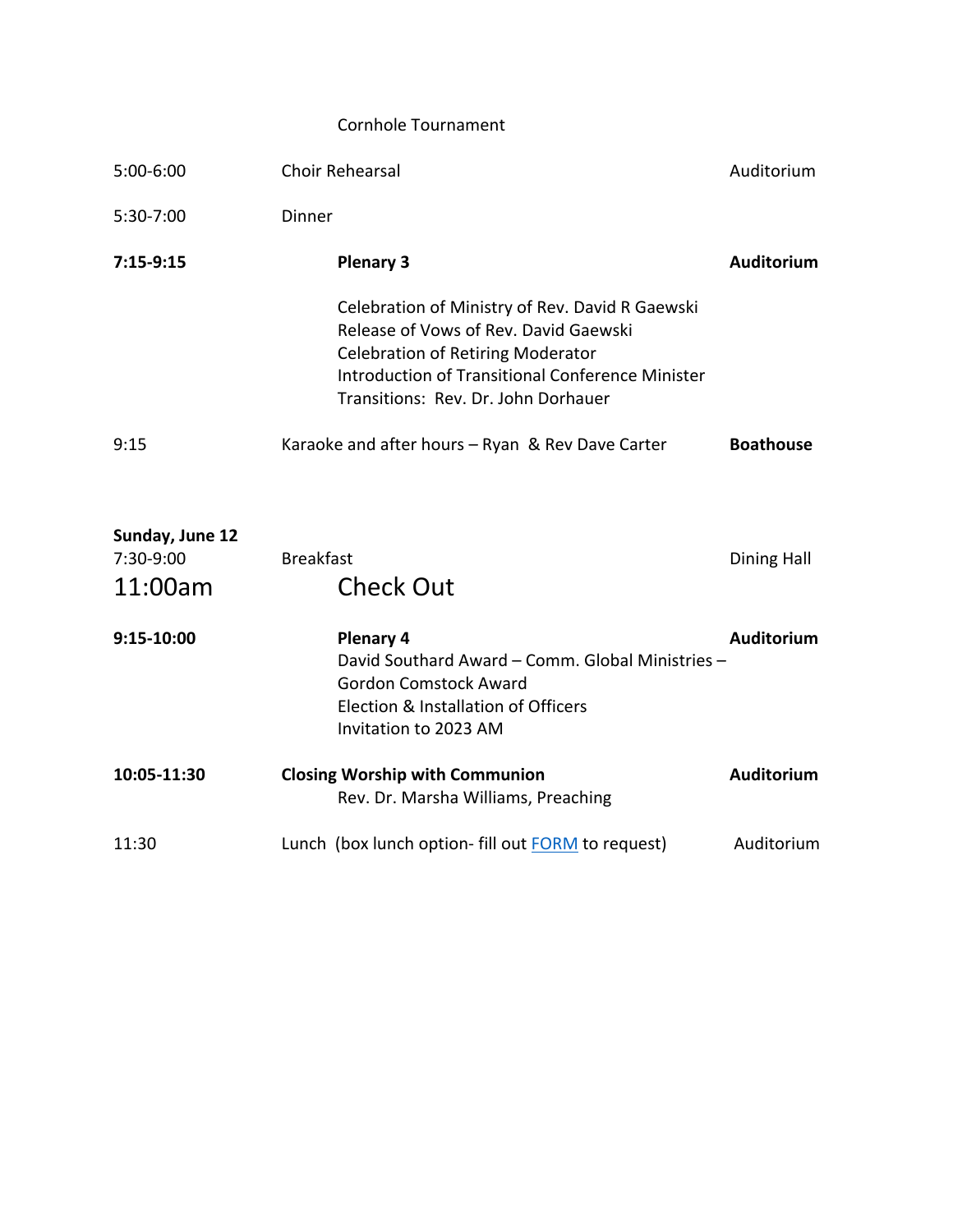Cornhole Tournament

| | | |
|---|---|---|
| 5:00-6:00 | Choir Rehearsal | Auditorium |
| 5:30-7:00 | Dinner | |
| **7:15-9:15** | **Plenary 3**<br>Celebration of Ministry of Rev. David R Gaewski<br>Release of Vows of Rev. David Gaewski<br>Celebration of Retiring Moderator<br>Introduction of Transitional Conference Minister<br>Transitions: Rev. Dr. John Dorhauer | **Auditorium** |
| 9:15 | Karaoke and after hours – Ryan & Rev Dave Carter | **Boathouse** |

**Sunday, June 12**

| | | |
|---|---|---|
| 7:30-9:00 | Breakfast | Dining Hall |
| 11:00am | Check Out | |
| **9:15-10:00** | **Plenary 4**<br>David Southard Award – Comm. Global Ministries – Gordon Comstock Award<br>Election & Installation of Officers<br>Invitation to 2023 AM | **Auditorium** |
| **10:05-11:30** | **Closing Worship with Communion**<br>Rev. Dr. Marsha Williams, Preaching | **Auditorium** |
| 11:30 | Lunch (box lunch option- fill out FORM to request) | Auditorium |